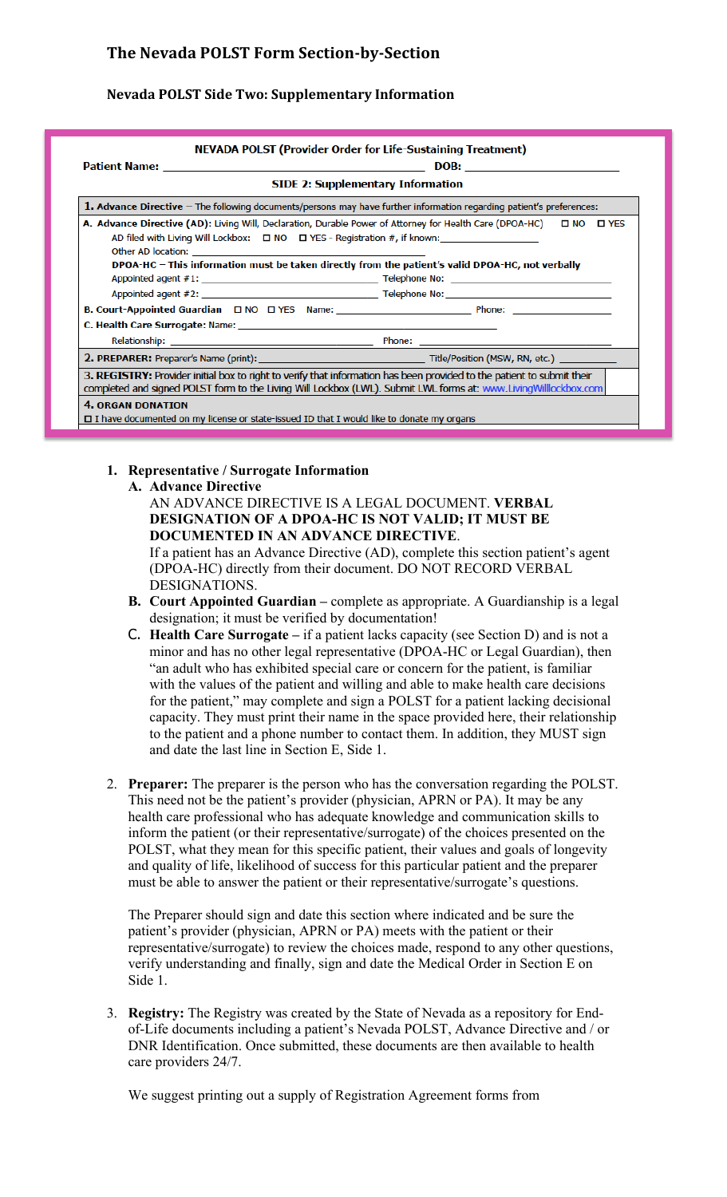## The Nevada POLST Form Section-by-Section

### Nevada POLST Side Two: Supplementary Information

**NEVADA POLST (Provider Order for Life-Sustaining Treatment)**

**Patient Name:** ______________________________ **DOB:** ________________

**SIDE 2: Supplementary Information**

**1. Advance Directive** – The following documents/persons may have further information regarding patient's preferences:

**A. Advance Directive (AD):** Living Will, Declaration, Durable Power of Attorney for Health Care (DPOA-HC) ☐ NO ☐ YES

AD filed with Living Will Lockbox: ☐ NO ☐ YES - Registration #, if known: ________________

Other AD location: ______________________________

**DPOA-HC – This information must be taken directly from the patient's valid DPOA-HC, not verbally**

Appointed agent #1: ____________________ Telephone No: ____________________

Appointed agent #2: ____________________ Telephone No: ____________________

**B. Court-Appointed Guardian** ☐ NO ☐ YES Name: ____________________ Phone: ________________

**C. Health Care Surrogate:** Name: ______________________________

Relationship: ____________________ Phone: ____________________

**2. PREPARER:** Preparer's Name (print): ____________________ Title/Position (MSW, RN, etc.) __________

**3. REGISTRY:** Provider initial box to right to verify that information has been provided to the patient to submit their completed and signed POLST form to the Living Will Lockbox (LWL). Submit LWL forms at: www.LivingWilllockbox.com

**4. ORGAN DONATION**

☐ I have documented on my license or state-issued ID that I would like to donate my organs

1. **Representative / Surrogate Information**
   - **A. Advance Directive**
     AN ADVANCE DIRECTIVE IS A LEGAL DOCUMENT. **VERBAL DESIGNATION OF A DPOA-HC IS NOT VALID; IT MUST BE DOCUMENTED IN AN ADVANCE DIRECTIVE**.
     If a patient has an Advance Directive (AD), complete this section patient's agent (DPOA-HC) directly from their document. DO NOT RECORD VERBAL DESIGNATIONS.
   - **B. Court Appointed Guardian** – complete as appropriate. A Guardianship is a legal designation; it must be verified by documentation!
   - **C. Health Care Surrogate** – if a patient lacks capacity (see Section D) and is not a minor and has no other legal representative (DPOA-HC or Legal Guardian), then "an adult who has exhibited special care or concern for the patient, is familiar with the values of the patient and willing and able to make health care decisions for the patient," may complete and sign a POLST for a patient lacking decisional capacity. They must print their name in the space provided here, their relationship to the patient and a phone number to contact them. In addition, they MUST sign and date the last line in Section E, Side 1.

2. **Preparer:** The preparer is the person who has the conversation regarding the POLST. This need not be the patient's provider (physician, APRN or PA). It may be any health care professional who has adequate knowledge and communication skills to inform the patient (or their representative/surrogate) of the choices presented on the POLST, what they mean for this specific patient, their values and goals of longevity and quality of life, likelihood of success for this particular patient and the preparer must be able to answer the patient or their representative/surrogate's questions.

   The Preparer should sign and date this section where indicated and be sure the patient's provider (physician, APRN or PA) meets with the patient or their representative/surrogate) to review the choices made, respond to any other questions, verify understanding and finally, sign and date the Medical Order in Section E on Side 1.

3. **Registry:** The Registry was created by the State of Nevada as a repository for End-of-Life documents including a patient's Nevada POLST, Advance Directive and / or DNR Identification. Once submitted, these documents are then available to health care providers 24/7.

   We suggest printing out a supply of Registration Agreement forms from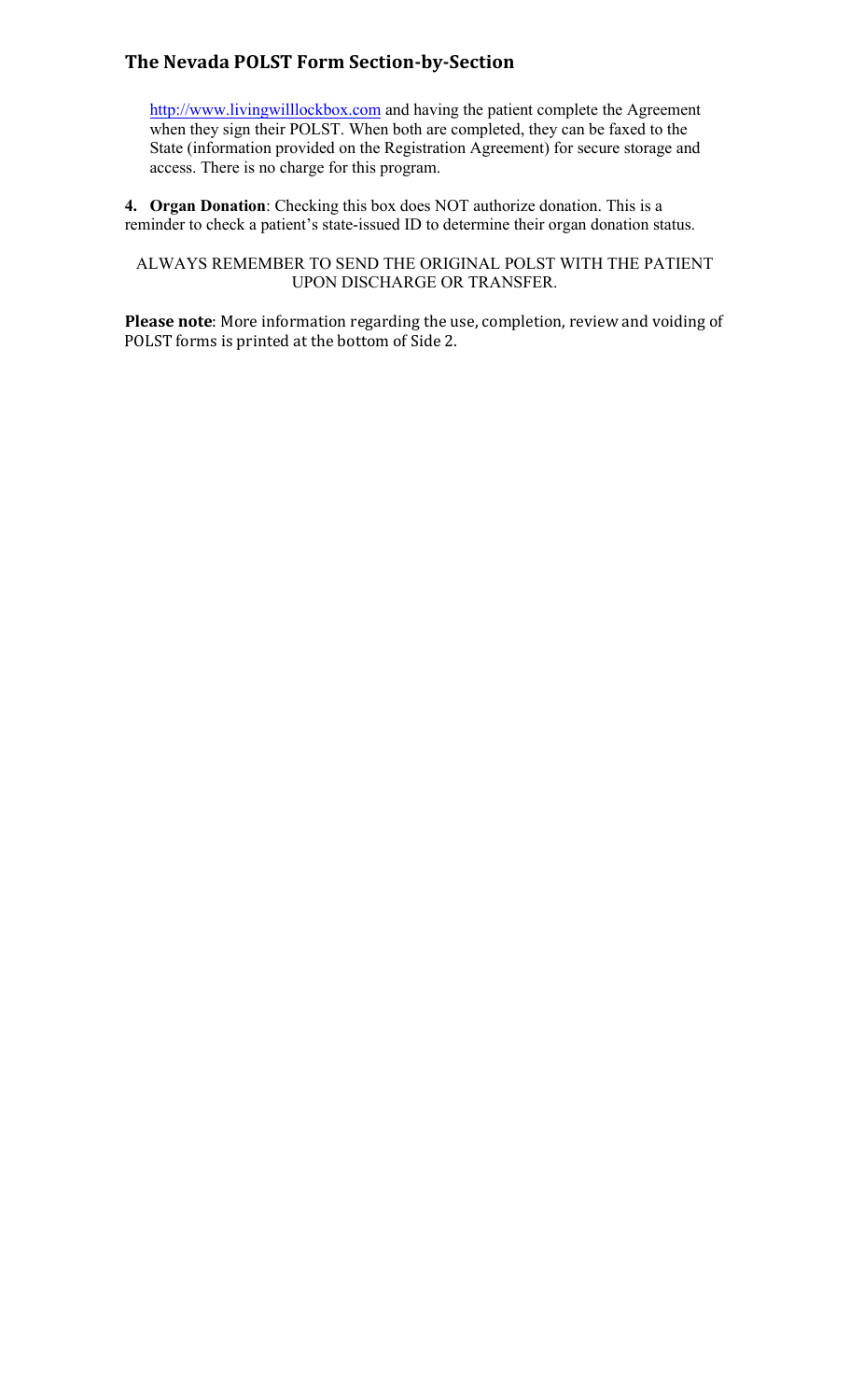http://www.livingwilllockbox.com and having the patient complete the Agreement when they sign their POLST. When both are completed, they can be faxed to the State (information provided on the Registration Agreement) for secure storage and access. There is no charge for this program.

**4. Organ Donation**: Checking this box does NOT authorize donation. This is a reminder to check a patient's state-issued ID to determine their organ donation status.

ALWAYS REMEMBER TO SEND THE ORIGINAL POLST WITH THE PATIENT UPON DISCHARGE OR TRANSFER.

**Please note**: More information regarding the use, completion, review and voiding of POLST forms is printed at the bottom of Side 2.